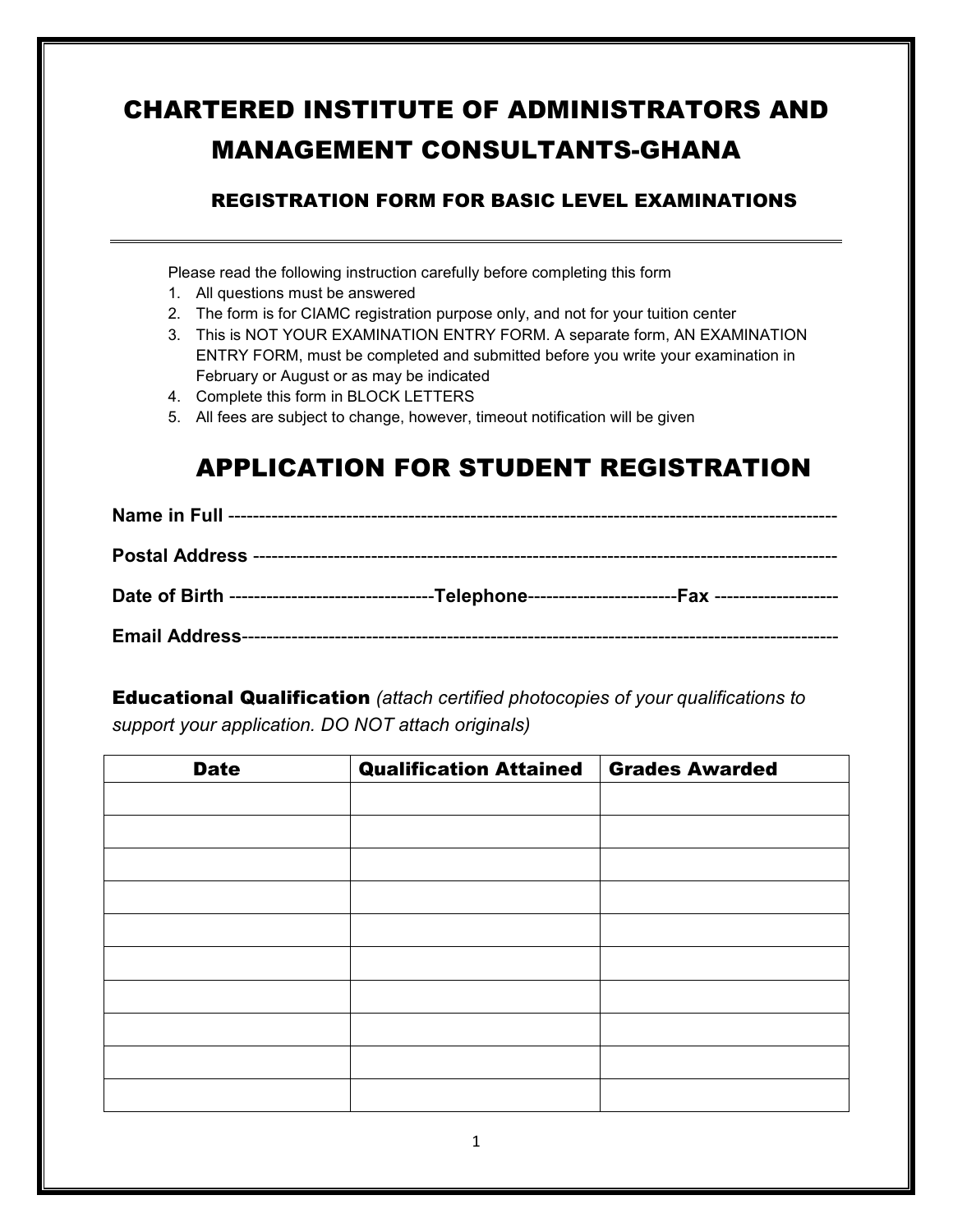# CHARTERED INSTITUTE OF ADMINISTRATORS AND MANAGEMENT CONSULTANTS-GHANA

## REGISTRATION FORM FOR BASIC LEVEL EXAMINATIONS

---

Please read the following instruction carefully before completing this form

1. All questions must be answered
2. The form is for CIAMC registration purpose only, and not for your tuition center
3. This is NOT YOUR EXAMINATION ENTRY FORM. A separate form, AN EXAMINATION ENTRY FORM, must be completed and submitted before you write your examination in February or August or as may be indicated
4. Complete this form in BLOCK LETTERS
5. All fees are subject to change, however, timeout notification will be given

## APPLICATION FOR STUDENT REGISTRATION

**Name in Full** -----------------------------------------------------------------------------------------------

**Postal Address** ------------------------------------------------------------------------------------------

**Date of Birth** ---------------------------------**Telephone**------------------------**Fax** --------------------

**Email Address**---------------------------------------------------------------------------------------------

**Educational Qualification** *(attach certified photocopies of your qualifications to support your application. DO NOT attach originals)*

| Date | Qualification Attained | Grades Awarded |
|---|---|---|
| | | |
| | | |
| | | |
| | | |
| | | |
| | | |
| | | |
| | | |
| | | |
| | | |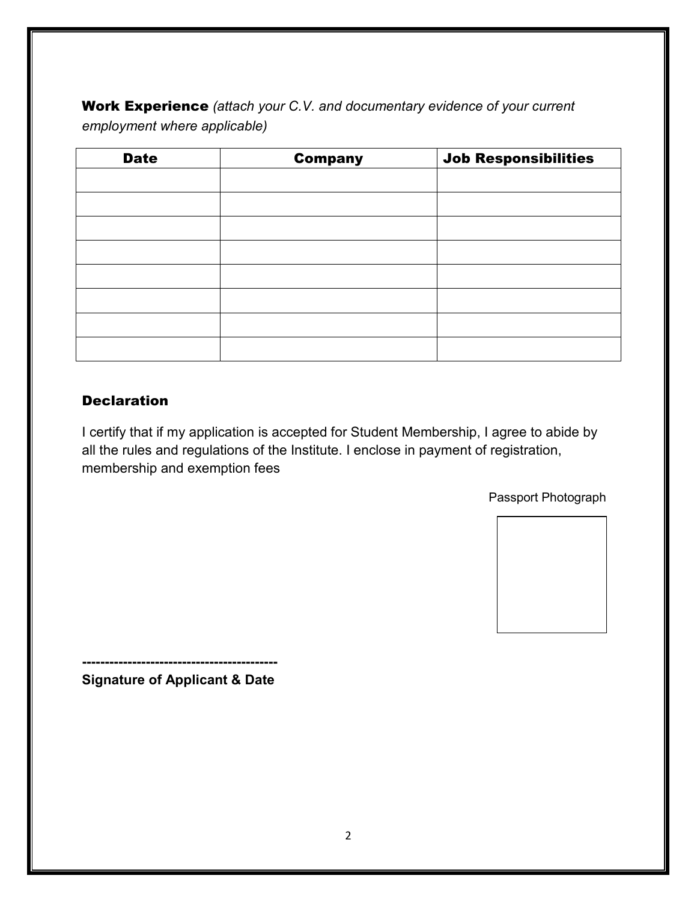**Work Experience** *(attach your C.V. and documentary evidence of your current employment where applicable)*

| Date | Company | Job Responsibilities |
|---|---|---|
| | | |
| | | |
| | | |
| | | |
| | | |
| | | |
| | | |
| | | |

## Declaration

I certify that if my application is accepted for Student Membership, I agree to abide by all the rules and regulations of the Institute. I enclose in payment of registration, membership and exemption fees

Passport Photograph

------------------------------------------

**Signature of Applicant & Date**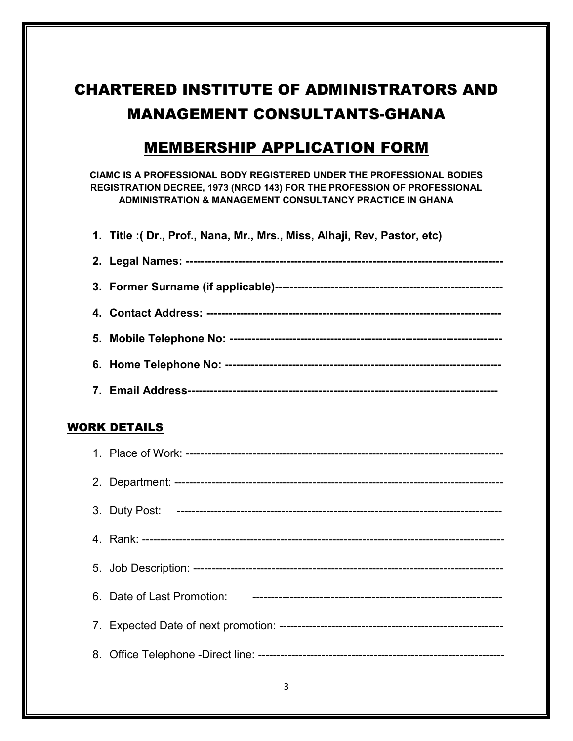# CHARTERED INSTITUTE OF ADMINISTRATORS AND MANAGEMENT CONSULTANTS-GHANA

## MEMBERSHIP APPLICATION FORM

**CIAMC IS A PROFESSIONAL BODY REGISTERED UNDER THE PROFESSIONAL BODIES REGISTRATION DECREE, 1973 (NRCD 143) FOR THE PROFESSION OF PROFESSIONAL ADMINISTRATION & MANAGEMENT CONSULTANCY PRACTICE IN GHANA**

1. **Title :( Dr., Prof., Nana, Mr., Mrs., Miss, Alhaji, Rev, Pastor, etc)**
2. **Legal Names: --------------------------------------------------------------------------------**
3. **Former Surname (if applicable)----------------------------------------------------------**
4. **Contact Address: ---------------------------------------------------------------------------**
5. **Mobile Telephone No: --------------------------------------------------------------------**
6. **Home Telephone No: ----------------------------------------------------------------------**
7. **Email Address-------------------------------------------------------------------------------**

## WORK DETAILS

1. Place of Work: ---------------------------------------------------------------------------------
2. Department: ------------------------------------------------------------------------------------
3. Duty Post: -------------------------------------------------------------------------------------
4. Rank: ---------------------------------------------------------------------------------------------
5. Job Description: -----------------------------------------------------------------------------
6. Date of Last Promotion: ---------------------------------------------------------------
7. Expected Date of next promotion: ----------------------------------------------------------
8. Office Telephone -Direct line: ----------------------------------------------------------------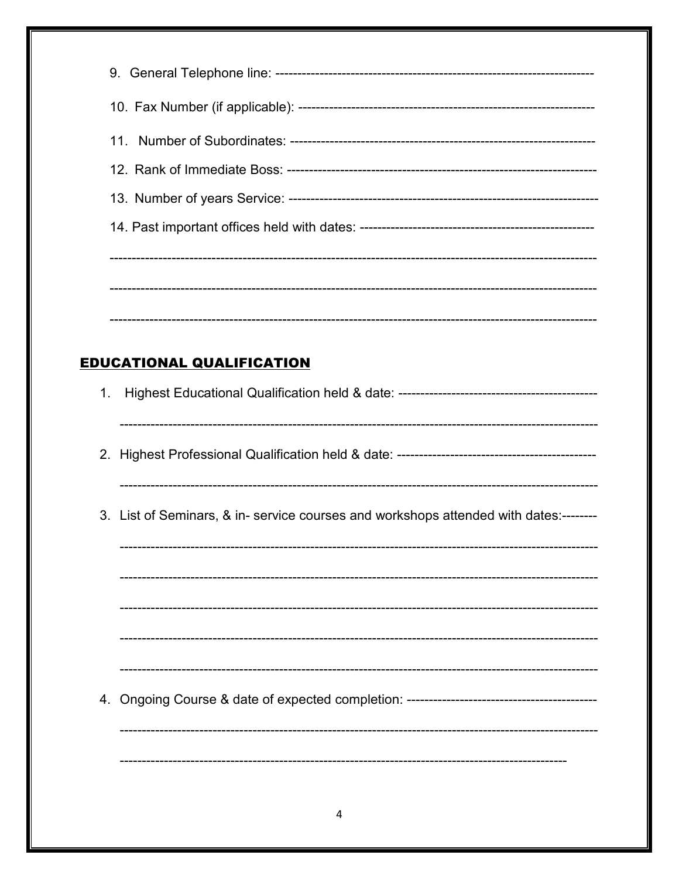9. General Telephone line: ----------------------------------------------------------------------

10. Fax Number (if applicable): ----------------------------------------------------------------

11. Number of Subordinates: ------------------------------------------------------------------

12. Rank of Immediate Boss: -------------------------------------------------------------------

13. Number of years Service: -------------------------------------------------------------------

14. Past important offices held with dates: ---------------------------------------------------

------------------------------------------------------------------------------------------------------------

------------------------------------------------------------------------------------------------------------

------------------------------------------------------------------------------------------------------------

## EDUCATIONAL QUALIFICATION

1. Highest Educational Qualification held & date: ---------------------------------------------

   ---------------------------------------------------------------------------------------------------------

2. Highest Professional Qualification held & date: --------------------------------------------

   ---------------------------------------------------------------------------------------------------------

3. List of Seminars, & in- service courses and workshops attended with dates:--------

   ---------------------------------------------------------------------------------------------------------

   ---------------------------------------------------------------------------------------------------------

   ---------------------------------------------------------------------------------------------------------

   ---------------------------------------------------------------------------------------------------------

   ---------------------------------------------------------------------------------------------------------

4. Ongoing Course & date of expected completion: -------------------------------------------

   ---------------------------------------------------------------------------------------------------------

   ---------------------------------------------------------------------------------------------------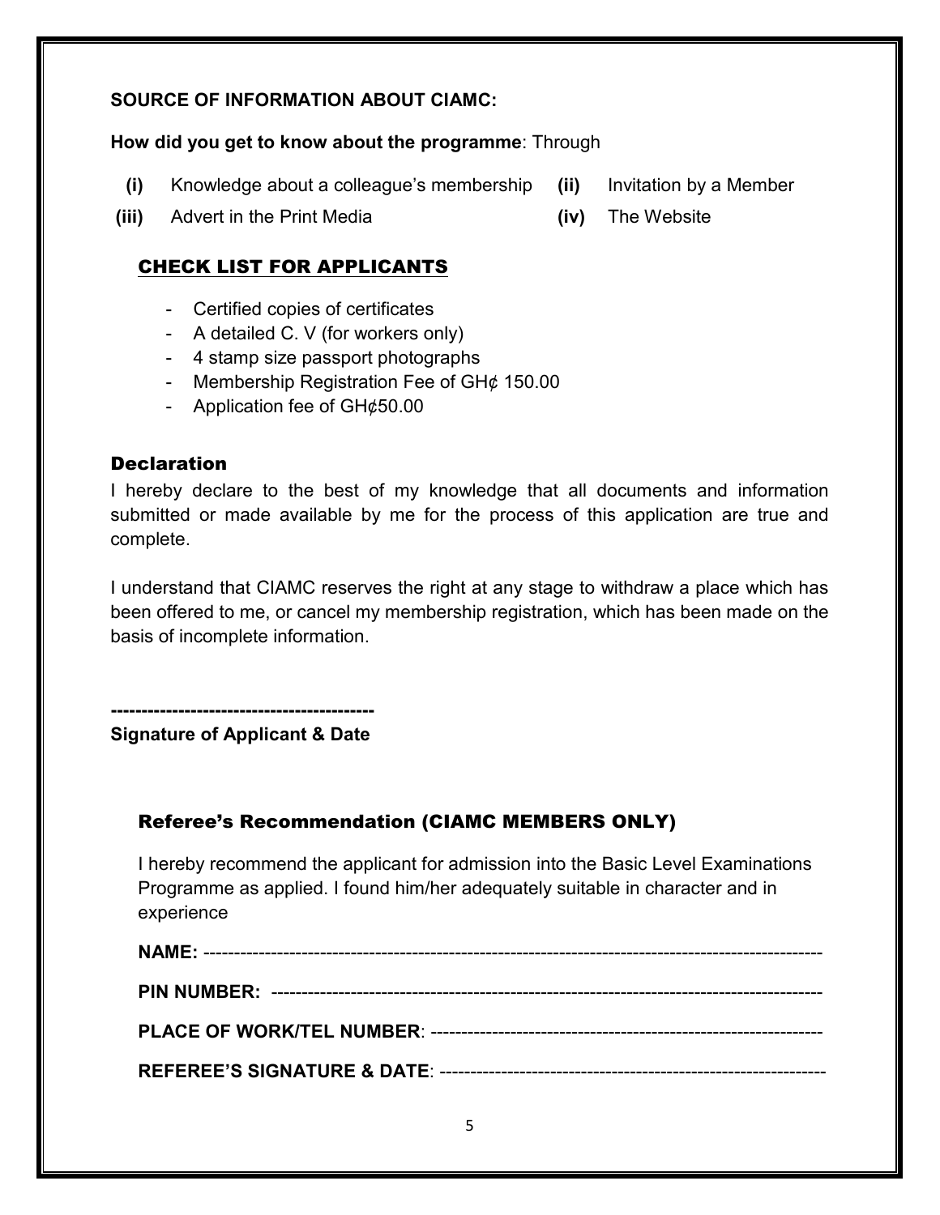**SOURCE OF INFORMATION ABOUT CIAMC:**

**How did you get to know about the programme**: Through

**(i)** Knowledge about a colleague's membership **(ii)** Invitation by a Member

**(iii)** Advert in the Print Media **(iv)** The Website

## CHECK LIST FOR APPLICANTS

- Certified copies of certificates
- A detailed C. V (for workers only)
- 4 stamp size passport photographs
- Membership Registration Fee of GH¢ 150.00
- Application fee of GH¢50.00

## Declaration

I hereby declare to the best of my knowledge that all documents and information submitted or made available by me for the process of this application are true and complete.

I understand that CIAMC reserves the right at any stage to withdraw a place which has been offered to me, or cancel my membership registration, which has been made on the basis of incomplete information.

**------------------------------------------**
**Signature of Applicant & Date**

## Referee's Recommendation (CIAMC MEMBERS ONLY)

I hereby recommend the applicant for admission into the Basic Level Examinations Programme as applied. I found him/her adequately suitable in character and in experience

**NAME:** ------------------------------------------------------------------------------------------------

**PIN NUMBER:** ----------------------------------------------------------------------------------------

**PLACE OF WORK/TEL NUMBER**: --------------------------------------------------------------

**REFEREE'S SIGNATURE & DATE**: --------------------------------------------------------------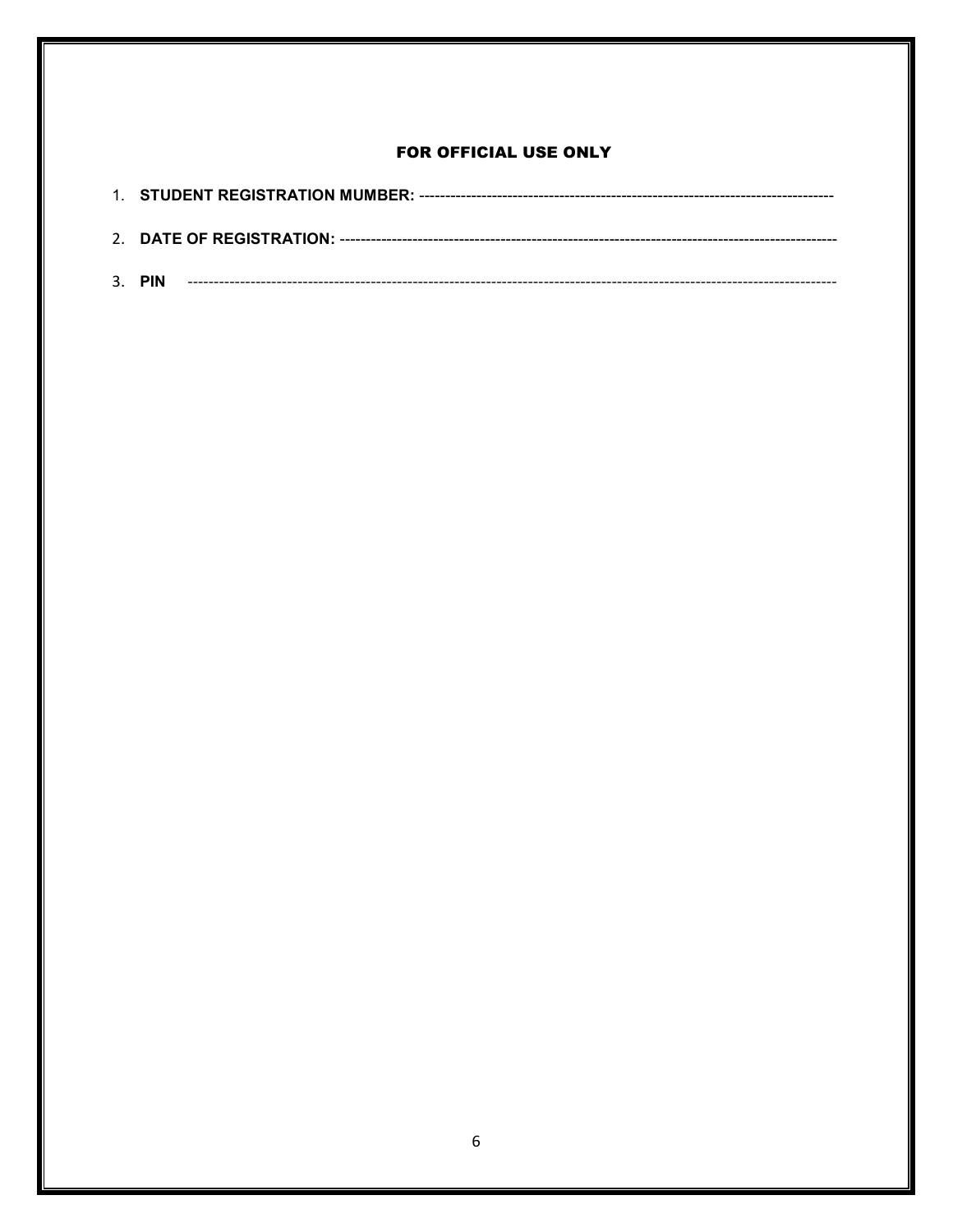## FOR OFFICIAL USE ONLY

1. **STUDENT REGISTRATION MUMBER:** --------------------------------------------------------------------------------

2. **DATE OF REGISTRATION:** ------------------------------------------------------------------------------------------------

3. **PIN** --------------------------------------------------------------------------------------------------------------------------